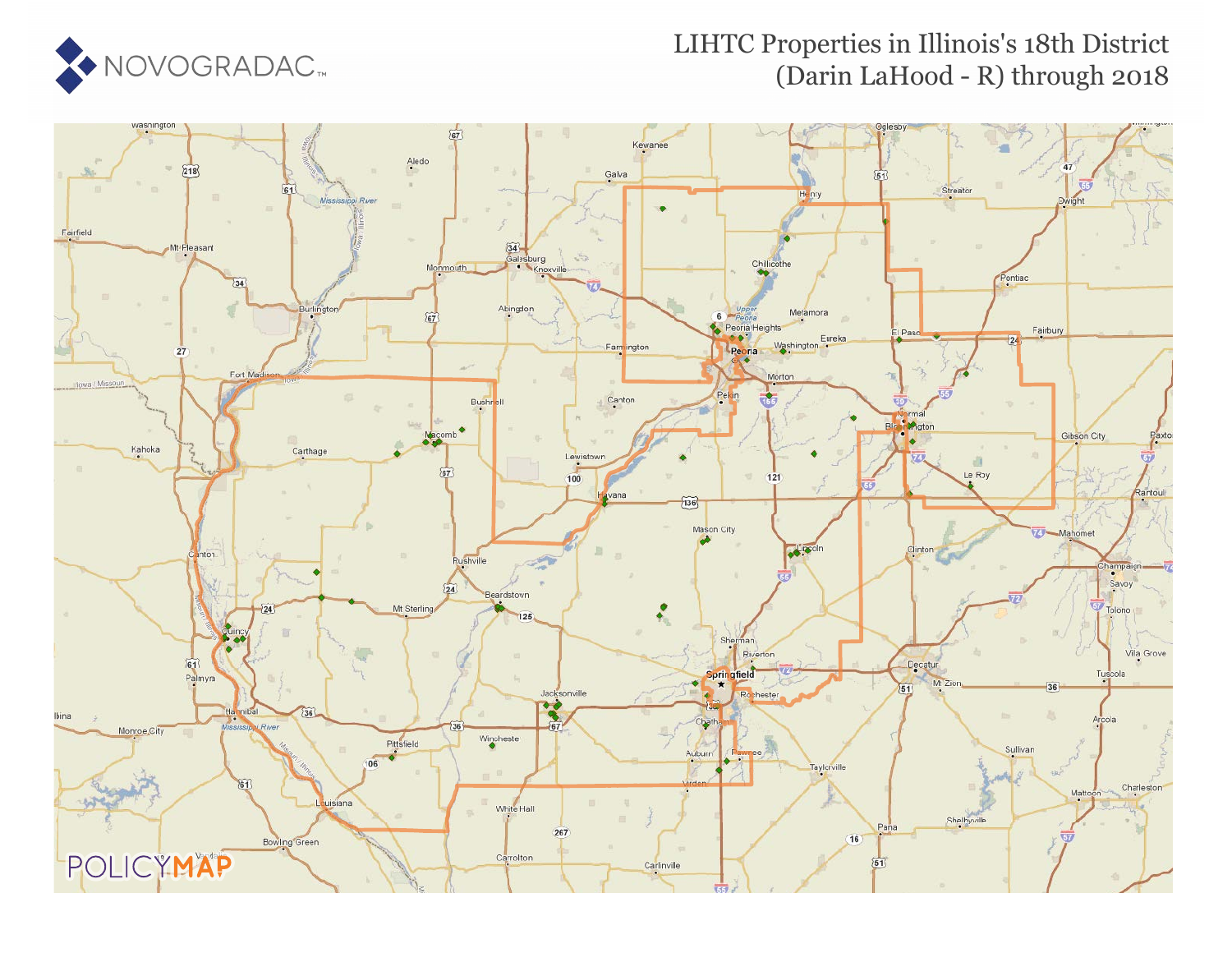NOVOGRADAC

# LIHTC Properties in Illinois's 18th District (Darin LaHood - R) through 2018

POLICYMAP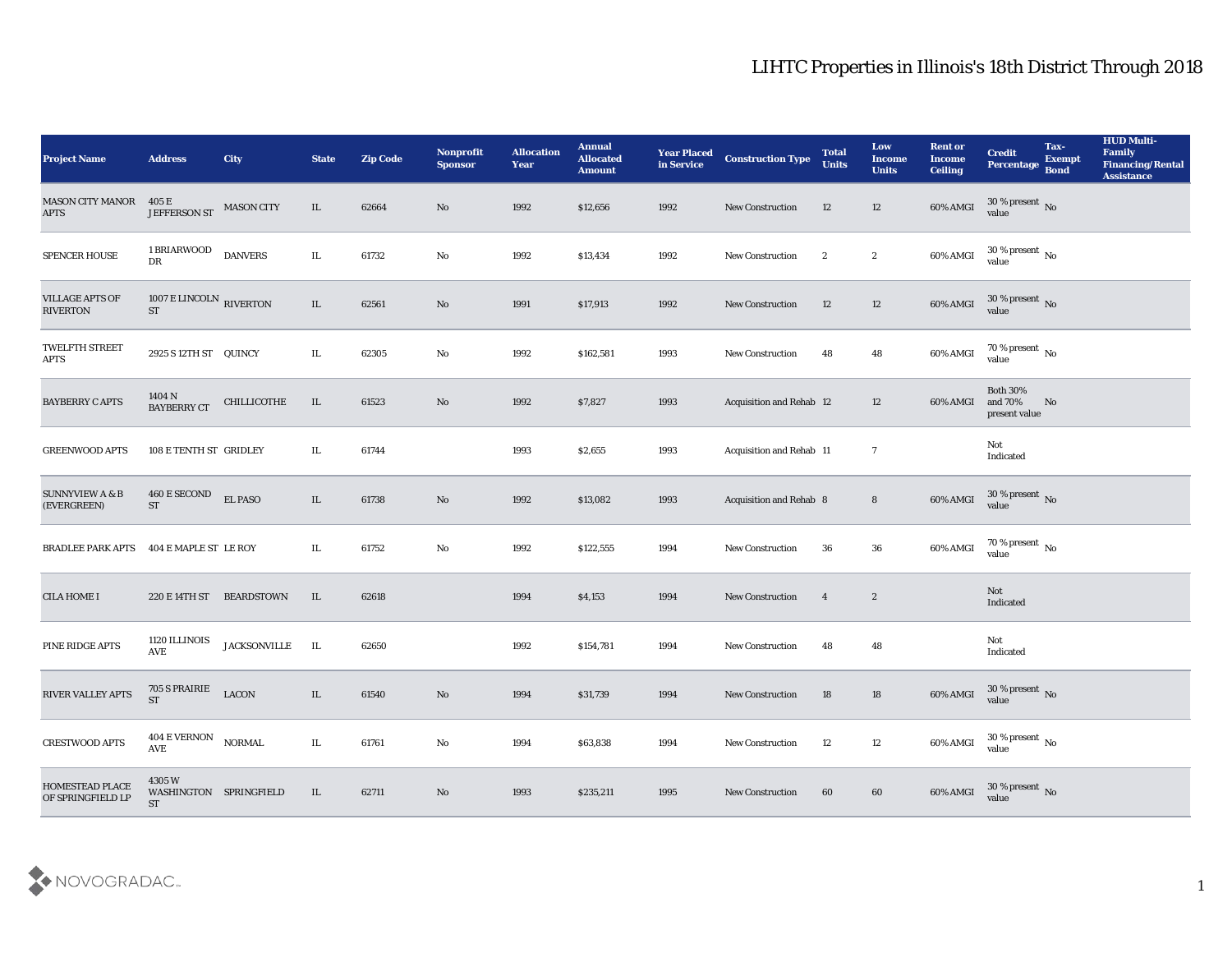# LIHTC Properties in Illinois's 18th District Through 2018

| Project Name | Address | City | State | Zip Code | Nonprofit Sponsor | Allocation Year | Annual Allocated Amount | Year Placed in Service | Construction Type | Total Units | Low Income Units | Rent or Income Ceiling | Credit Percentage | Tax-Exempt Bond | HUD Multi-Family Financing/Rental Assistance |
|---|---|---|---|---|---|---|---|---|---|---|---|---|---|---|---|
| MASON CITY MANOR APTS | 405 E JEFFERSON ST | MASON CITY | IL | 62664 | No | 1992 | $12,656 | 1992 | New Construction | 12 | 12 | 60% AMGI | 30 % present value | No | |
| SPENCER HOUSE | 1 BRIARWOOD DR | DANVERS | IL | 61732 | No | 1992 | $13,434 | 1992 | New Construction | 2 | 2 | 60% AMGI | 30 % present value | No | |
| VILLAGE APTS OF RIVERTON | 1007 E LINCOLN ST | RIVERTON | IL | 62561 | No | 1991 | $17,913 | 1992 | New Construction | 12 | 12 | 60% AMGI | 30 % present value | No | |
| TWELFTH STREET APTS | 2925 S 12TH ST | QUINCY | IL | 62305 | No | 1992 | $162,581 | 1993 | New Construction | 48 | 48 | 60% AMGI | 70 % present value | No | |
| BAYBERRY C APTS | 1404 N BAYBERRY CT | CHILLICOTHE | IL | 61523 | No | 1992 | $7,827 | 1993 | Acquisition and Rehab | 12 | 12 | 60% AMGI | Both 30% and 70% present value | No | |
| GREENWOOD APTS | 108 E TENTH ST | GRIDLEY | IL | 61744 | | 1993 | $2,655 | 1993 | Acquisition and Rehab | 11 | 7 | | Not Indicated | | |
| SUNNYVIEW A & B (EVERGREEN) | 460 E SECOND ST | EL PASO | IL | 61738 | No | 1992 | $13,082 | 1993 | Acquisition and Rehab | 8 | 8 | 60% AMGI | 30 % present value | No | |
| BRADLEE PARK APTS | 404 E MAPLE ST | LE ROY | IL | 61752 | No | 1992 | $122,555 | 1994 | New Construction | 36 | 36 | 60% AMGI | 70 % present value | No | |
| CILA HOME I | 220 E 14TH ST | BEARDSTOWN | IL | 62618 | | 1994 | $4,153 | 1994 | New Construction | 4 | 2 | | Not Indicated | | |
| PINE RIDGE APTS | 1120 ILLINOIS AVE | JACKSONVILLE | IL | 62650 | | 1992 | $154,781 | 1994 | New Construction | 48 | 48 | | Not Indicated | | |
| RIVER VALLEY APTS | 705 S PRAIRIE ST | LACON | IL | 61540 | No | 1994 | $31,739 | 1994 | New Construction | 18 | 18 | 60% AMGI | 30 % present value | No | |
| CRESTWOOD APTS | 404 E VERNON AVE | NORMAL | IL | 61761 | No | 1994 | $63,838 | 1994 | New Construction | 12 | 12 | 60% AMGI | 30 % present value | No | |
| HOMESTEAD PLACE OF SPRINGFIELD LP | 4305 W WASHINGTON ST | SPRINGFIELD | IL | 62711 | No | 1993 | $235,211 | 1995 | New Construction | 60 | 60 | 60% AMGI | 30 % present value | No | |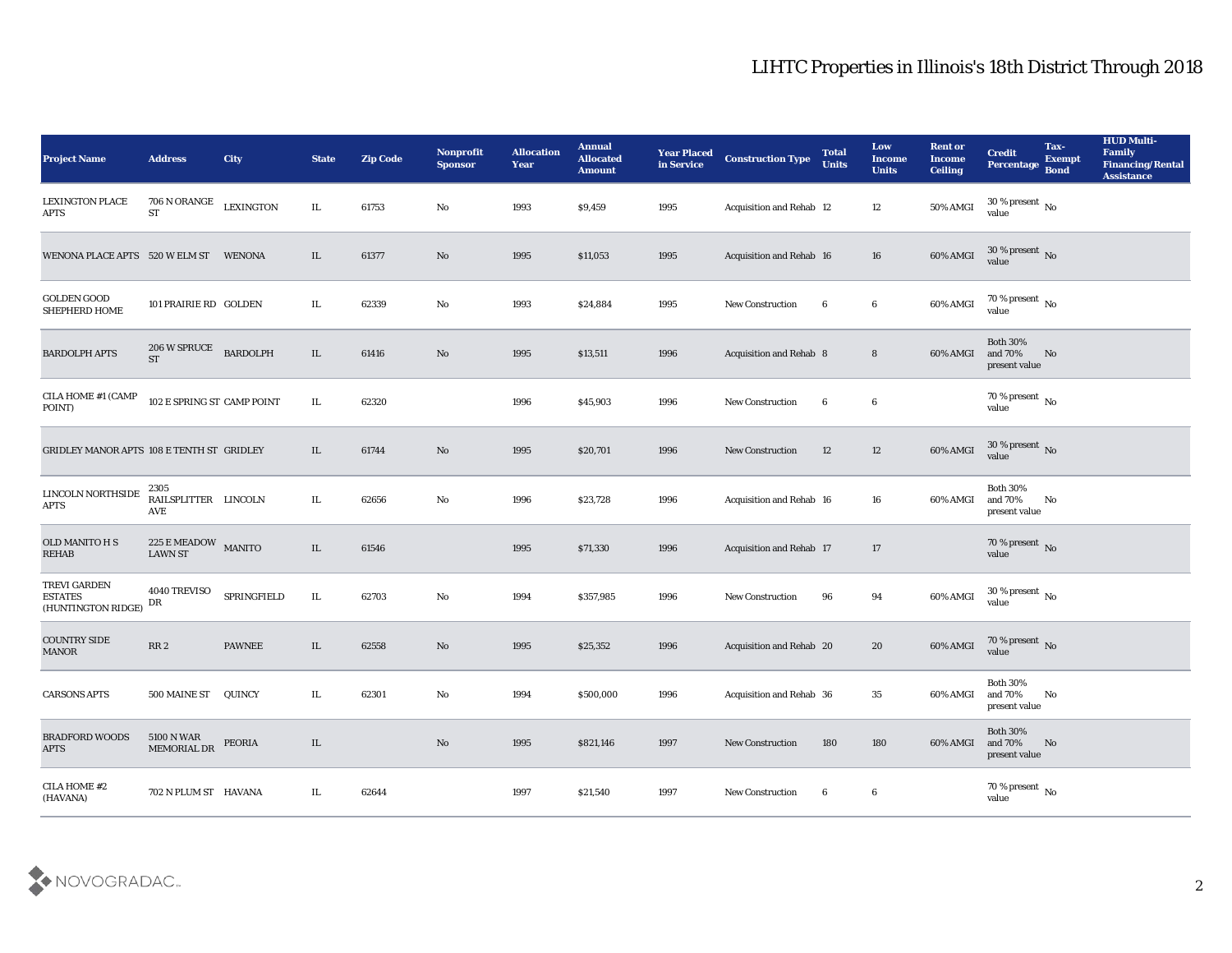# LIHTC Properties in Illinois's 18th District Through 2018

| Project Name | Address | City | State | Zip Code | Nonprofit Sponsor | Allocation Year | Annual Allocated Amount | Year Placed in Service | Construction Type | Total Units | Low Income Units | Rent or Income Ceiling | Credit Percentage | Tax-Exempt Bond | HUD Multi-Family Financing/Rental Assistance |
|---|---|---|---|---|---|---|---|---|---|---|---|---|---|---|---|
| LEXINGTON PLACE APTS | 706 N ORANGE ST | LEXINGTON | IL | 61753 | No | 1993 | $9,459 | 1995 | Acquisition and Rehab | 12 | 12 | 50% AMGI | 30 % present value | No | |
| WENONA PLACE APTS | 520 W ELM ST | WENONA | IL | 61377 | No | 1995 | $11,053 | 1995 | Acquisition and Rehab | 16 | 16 | 60% AMGI | 30 % present value | No | |
| GOLDEN GOOD SHEPHERD HOME | 101 PRAIRIE RD | GOLDEN | IL | 62339 | No | 1993 | $24,884 | 1995 | New Construction | 6 | 6 | 60% AMGI | 70 % present value | No | |
| BARDOLPH APTS | 206 W SPRUCE ST | BARDOLPH | IL | 61416 | No | 1995 | $13,511 | 1996 | Acquisition and Rehab | 8 | 8 | 60% AMGI | Both 30% and 70% present value | No | |
| CILA HOME #1 (CAMP POINT) | 102 E SPRING ST | CAMP POINT | IL | 62320 | | 1996 | $45,903 | 1996 | New Construction | 6 | 6 | | 70 % present value | No | |
| GRIDLEY MANOR APTS | 108 E TENTH ST | GRIDLEY | IL | 61744 | No | 1995 | $20,701 | 1996 | New Construction | 12 | 12 | 60% AMGI | 30 % present value | No | |
| LINCOLN NORTHSIDE APTS | 2305 RAILSPLITTER AVE | LINCOLN | IL | 62656 | No | 1996 | $23,728 | 1996 | Acquisition and Rehab | 16 | 16 | 60% AMGI | Both 30% and 70% present value | No | |
| OLD MANITO H S REHAB | 225 E MEADOW LAWN ST | MANITO | IL | 61546 | | 1995 | $71,330 | 1996 | Acquisition and Rehab | 17 | 17 | | 70 % present value | No | |
| TREVI GARDEN ESTATES (HUNTINGTON RIDGE) | 4040 TREVISO DR | SPRINGFIELD | IL | 62703 | No | 1994 | $357,985 | 1996 | New Construction | 96 | 94 | 60% AMGI | 30 % present value | No | |
| COUNTRY SIDE MANOR | RR 2 | PAWNEE | IL | 62558 | No | 1995 | $25,352 | 1996 | Acquisition and Rehab | 20 | 20 | 60% AMGI | 70 % present value | No | |
| CARSONS APTS | 500 MAINE ST | QUINCY | IL | 62301 | No | 1994 | $500,000 | 1996 | Acquisition and Rehab | 36 | 35 | 60% AMGI | Both 30% and 70% present value | No | |
| BRADFORD WOODS APTS | 5100 N WAR MEMORIAL DR | PEORIA | IL | | No | 1995 | $821,146 | 1997 | New Construction | 180 | 180 | 60% AMGI | Both 30% and 70% present value | No | |
| CILA HOME #2 (HAVANA) | 702 N PLUM ST | HAVANA | IL | 62644 | | 1997 | $21,540 | 1997 | New Construction | 6 | 6 | | 70 % present value | No | |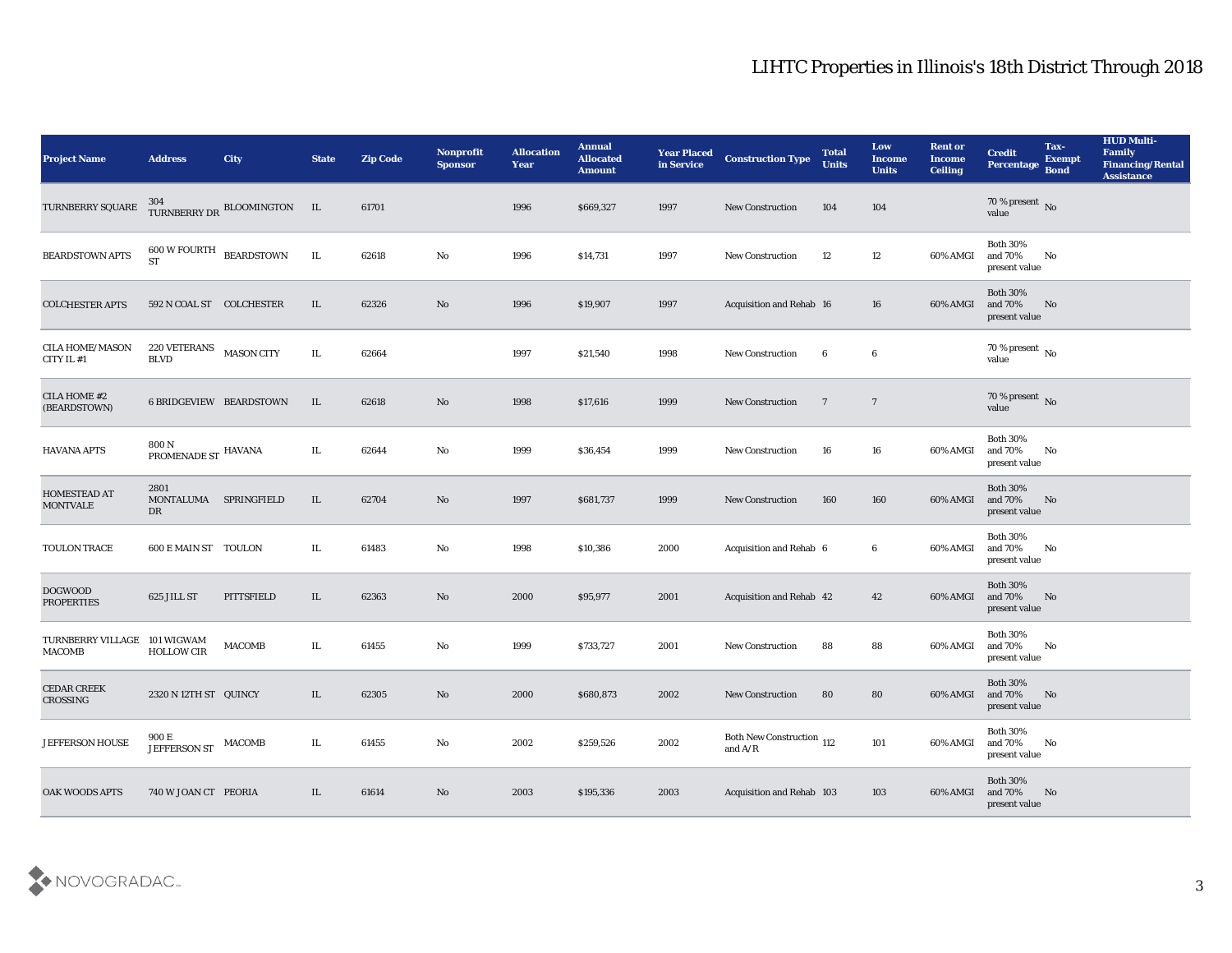# LIHTC Properties in Illinois's 18th District Through 2018

| Project Name | Address | City | State | Zip Code | Nonprofit Sponsor | Allocation Year | Annual Allocated Amount | Year Placed in Service | Construction Type | Total Units | Low Income Units | Rent or Income Ceiling | Credit Percentage | Tax-Exempt Bond | HUD Multi-Family Financing/Rental Assistance |
|---|---|---|---|---|---|---|---|---|---|---|---|---|---|---|---|
| TURNBERRY SQUARE | 304 TURNBERRY DR | BLOOMINGTON | IL | 61701 | | 1996 | $669,327 | 1997 | New Construction | 104 | 104 | | 70 % present value | No | |
| BEARDSTOWN APTS | 600 W FOURTH ST | BEARDSTOWN | IL | 62618 | No | 1996 | $14,731 | 1997 | New Construction | 12 | 12 | 60% AMGI | Both 30% and 70% present value | No | |
| COLCHESTER APTS | 592 N COAL ST | COLCHESTER | IL | 62326 | No | 1996 | $19,907 | 1997 | Acquisition and Rehab | 16 | 16 | 60% AMGI | Both 30% and 70% present value | No | |
| CILA HOME/MASON CITY IL #1 | 220 VETERANS BLVD | MASON CITY | IL | 62664 | | 1997 | $21,540 | 1998 | New Construction | 6 | 6 | | 70 % present value | No | |
| CILA HOME #2 (BEARDSTOWN) | 6 BRIDGEVIEW | BEARDSTOWN | IL | 62618 | No | 1998 | $17,616 | 1999 | New Construction | 7 | 7 | | 70 % present value | No | |
| HAVANA APTS | 800 N PROMENADE ST | HAVANA | IL | 62644 | No | 1999 | $36,454 | 1999 | New Construction | 16 | 16 | 60% AMGI | Both 30% and 70% present value | No | |
| HOMESTEAD AT MONTVALE | 2801 MONTALUMA DR | SPRINGFIELD | IL | 62704 | No | 1997 | $681,737 | 1999 | New Construction | 160 | 160 | 60% AMGI | Both 30% and 70% present value | No | |
| TOULON TRACE | 600 E MAIN ST | TOULON | IL | 61483 | No | 1998 | $10,386 | 2000 | Acquisition and Rehab | 6 | 6 | 60% AMGI | Both 30% and 70% present value | No | |
| DOGWOOD PROPERTIES | 625 JILL ST | PITTSFIELD | IL | 62363 | No | 2000 | $95,977 | 2001 | Acquisition and Rehab | 42 | 42 | 60% AMGI | Both 30% and 70% present value | No | |
| TURNBERRY VILLAGE MACOMB | 101 WIGWAM HOLLOW CIR | MACOMB | IL | 61455 | No | 1999 | $733,727 | 2001 | New Construction | 88 | 88 | 60% AMGI | Both 30% and 70% present value | No | |
| CEDAR CREEK CROSSING | 2320 N 12TH ST | QUINCY | IL | 62305 | No | 2000 | $680,873 | 2002 | New Construction | 80 | 80 | 60% AMGI | Both 30% and 70% present value | No | |
| JEFFERSON HOUSE | 900 E JEFFERSON ST | MACOMB | IL | 61455 | No | 2002 | $259,526 | 2002 | Both New Construction and A/R | 112 | 101 | 60% AMGI | Both 30% and 70% present value | No | |
| OAK WOODS APTS | 740 W JOAN CT | PEORIA | IL | 61614 | No | 2003 | $195,336 | 2003 | Acquisition and Rehab | 103 | 103 | 60% AMGI | Both 30% and 70% present value | No | |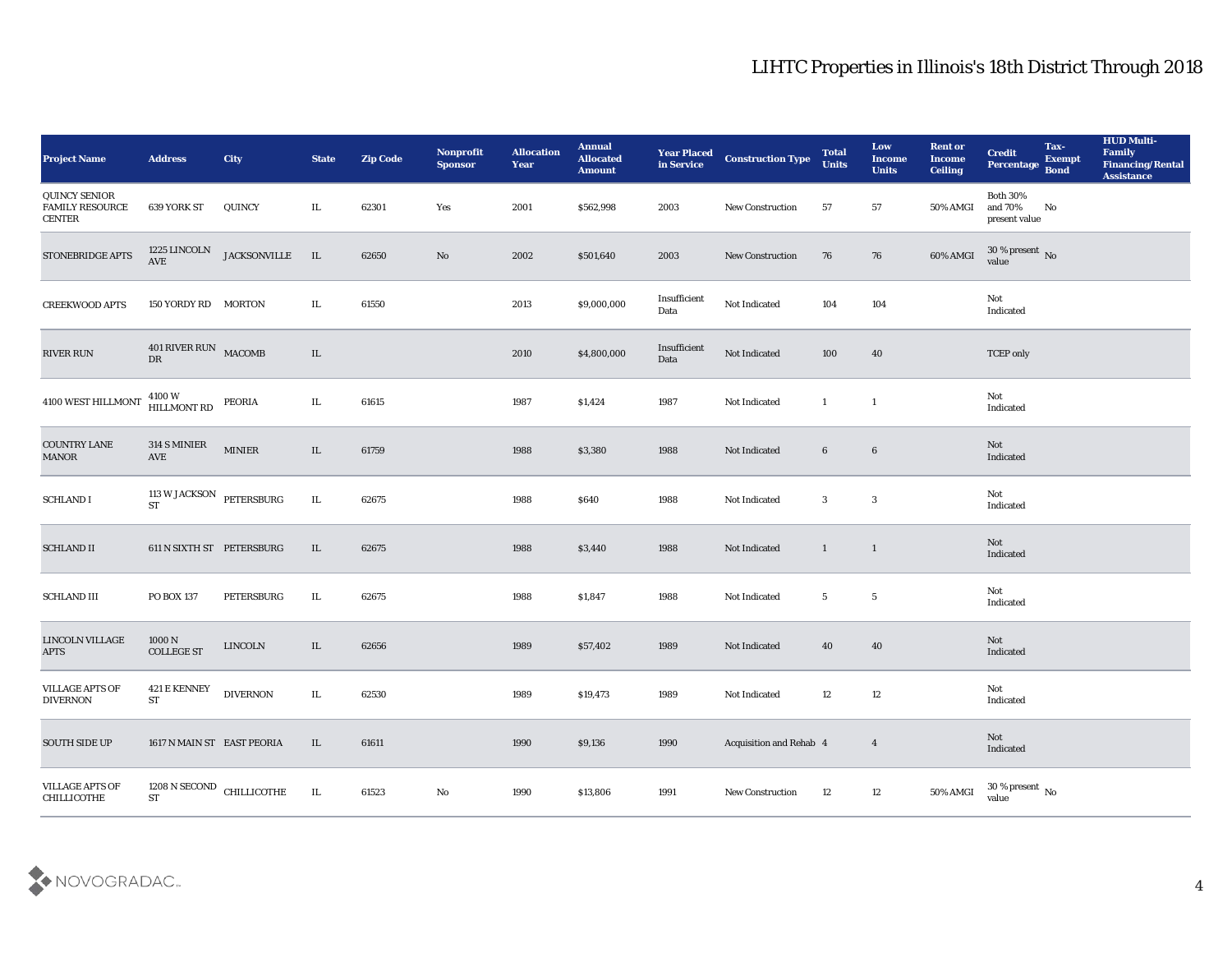# LIHTC Properties in Illinois's 18th District Through 2018

| Project Name | Address | City | State | Zip Code | Nonprofit Sponsor | Allocation Year | Annual Allocated Amount | Year Placed in Service | Construction Type | Total Units | Low Income Units | Rent or Income Ceiling | Credit Percentage | Tax-Exempt Bond | HUD Multi-Family Financing/Rental Assistance |
|---|---|---|---|---|---|---|---|---|---|---|---|---|---|---|---|
| QUINCY SENIOR FAMILY RESOURCE CENTER | 639 YORK ST | QUINCY | IL | 62301 | Yes | 2001 | $562,998 | 2003 | New Construction | 57 | 57 | 50% AMGI | Both 30% and 70% present value | No | |
| STONEBRIDGE APTS | 1225 LINCOLN AVE | JACKSONVILLE | IL | 62650 | No | 2002 | $501,640 | 2003 | New Construction | 76 | 76 | 60% AMGI | 30 % present value | No | |
| CREEKWOOD APTS | 150 YORDY RD | MORTON | IL | 61550 | | 2013 | $9,000,000 | Insufficient Data | Not Indicated | 104 | 104 | | Not Indicated | | |
| RIVER RUN | 401 RIVER RUN DR | MACOMB | IL | | | 2010 | $4,800,000 | Insufficient Data | Not Indicated | 100 | 40 | | TCEP only | | |
| 4100 WEST HILLMONT | 4100 W HILLMONT RD | PEORIA | IL | 61615 | | 1987 | $1,424 | 1987 | Not Indicated | 1 | 1 | | Not Indicated | | |
| COUNTRY LANE MANOR | 314 S MINIER AVE | MINIER | IL | 61759 | | 1988 | $3,380 | 1988 | Not Indicated | 6 | 6 | | Not Indicated | | |
| SCHLAND I | 113 W JACKSON ST | PETERSBURG | IL | 62675 | | 1988 | $640 | 1988 | Not Indicated | 3 | 3 | | Not Indicated | | |
| SCHLAND II | 611 N SIXTH ST | PETERSBURG | IL | 62675 | | 1988 | $3,440 | 1988 | Not Indicated | 1 | 1 | | Not Indicated | | |
| SCHLAND III | PO BOX 137 | PETERSBURG | IL | 62675 | | 1988 | $1,847 | 1988 | Not Indicated | 5 | 5 | | Not Indicated | | |
| LINCOLN VILLAGE APTS | 1000 N COLLEGE ST | LINCOLN | IL | 62656 | | 1989 | $57,402 | 1989 | Not Indicated | 40 | 40 | | Not Indicated | | |
| VILLAGE APTS OF DIVERNON | 421 E KENNEY ST | DIVERNON | IL | 62530 | | 1989 | $19,473 | 1989 | Not Indicated | 12 | 12 | | Not Indicated | | |
| SOUTH SIDE UP | 1617 N MAIN ST | EAST PEORIA | IL | 61611 | | 1990 | $9,136 | 1990 | Acquisition and Rehab | 4 | 4 | | Not Indicated | | |
| VILLAGE APTS OF CHILLICOTHE | 1208 N SECOND ST | CHILLICOTHE | IL | 61523 | No | 1990 | $13,806 | 1991 | New Construction | 12 | 12 | 50% AMGI | 30 % present value | No | |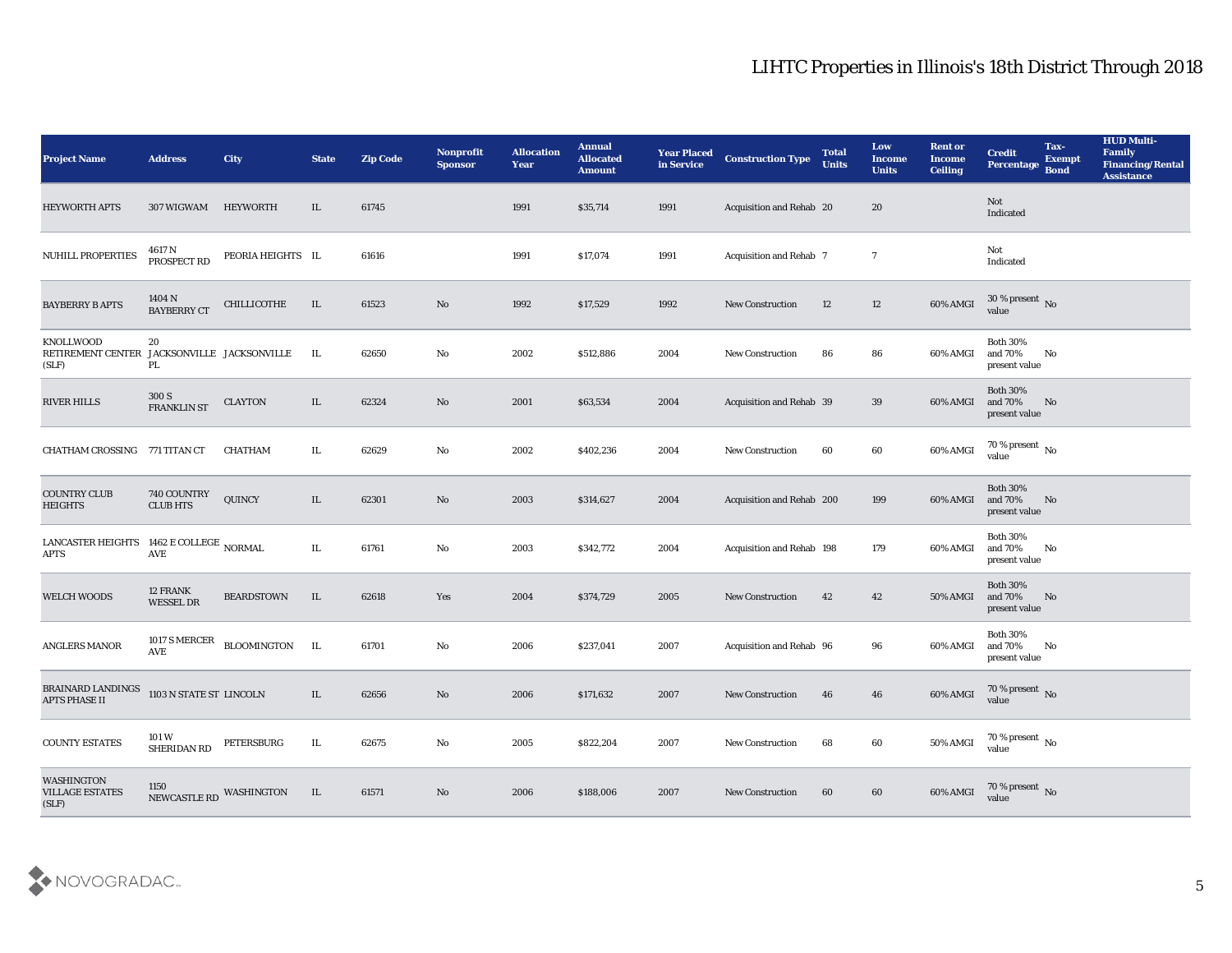# LIHTC Properties in Illinois's 18th District Through 2018

| Project Name | Address | City | State | Zip Code | Nonprofit Sponsor | Allocation Year | Annual Allocated Amount | Year Placed in Service | Construction Type | Total Units | Low Income Units | Rent or Income Ceiling | Credit Percentage | Tax-Exempt Bond | HUD Multi-Family Financing/Rental Assistance |
|---|---|---|---|---|---|---|---|---|---|---|---|---|---|---|---|
| HEYWORTH APTS | 307 WIGWAM | HEYWORTH | IL | 61745 | | 1991 | $35,714 | 1991 | Acquisition and Rehab | 20 | 20 | | Not Indicated | | |
| NUHILL PROPERTIES | 4617 N PROSPECT RD | PEORIA HEIGHTS | IL | 61616 | | 1991 | $17,074 | 1991 | Acquisition and Rehab | 7 | 7 | | Not Indicated | | |
| BAYBERRY B APTS | 1404 N BAYBERRY CT | CHILLICOTHE | IL | 61523 | No | 1992 | $17,529 | 1992 | New Construction | 12 | 12 | 60% AMGI | 30 % present value | No | |
| KNOLLWOOD RETIREMENT CENTER (SLF) | 20 JACKSONVILLE PL | JACKSONVILLE | IL | 62650 | No | 2002 | $512,886 | 2004 | New Construction | 86 | 86 | 60% AMGI | Both 30% and 70% present value | No | |
| RIVER HILLS | 300 S FRANKLIN ST | CLAYTON | IL | 62324 | No | 2001 | $63,534 | 2004 | Acquisition and Rehab | 39 | 39 | 60% AMGI | Both 30% and 70% present value | No | |
| CHATHAM CROSSING | 771 TITAN CT | CHATHAM | IL | 62629 | No | 2002 | $402,236 | 2004 | New Construction | 60 | 60 | 60% AMGI | 70 % present value | No | |
| COUNTRY CLUB HEIGHTS | 740 COUNTRY CLUB HTS | QUINCY | IL | 62301 | No | 2003 | $314,627 | 2004 | Acquisition and Rehab | 200 | 199 | 60% AMGI | Both 30% and 70% present value | No | |
| LANCASTER HEIGHTS APTS | 1462 E COLLEGE AVE | NORMAL | IL | 61761 | No | 2003 | $342,772 | 2004 | Acquisition and Rehab | 198 | 179 | 60% AMGI | Both 30% and 70% present value | No | |
| WELCH WOODS | 12 FRANK WESSEL DR | BEARDSTOWN | IL | 62618 | Yes | 2004 | $374,729 | 2005 | New Construction | 42 | 42 | 50% AMGI | Both 30% and 70% present value | No | |
| ANGLERS MANOR | 1017 S MERCER AVE | BLOOMINGTON | IL | 61701 | No | 2006 | $237,041 | 2007 | Acquisition and Rehab | 96 | 96 | 60% AMGI | Both 30% and 70% present value | No | |
| BRAINARD LANDINGS APTS PHASE II | 1103 N STATE ST | LINCOLN | IL | 62656 | No | 2006 | $171,632 | 2007 | New Construction | 46 | 46 | 60% AMGI | 70 % present value | No | |
| COUNTY ESTATES | 101 W SHERIDAN RD | PETERSBURG | IL | 62675 | No | 2005 | $822,204 | 2007 | New Construction | 68 | 60 | 50% AMGI | 70 % present value | No | |
| WASHINGTON VILLAGE ESTATES (SLF) | 1150 NEWCASTLE RD | WASHINGTON | IL | 61571 | No | 2006 | $188,006 | 2007 | New Construction | 60 | 60 | 60% AMGI | 70 % present value | No | |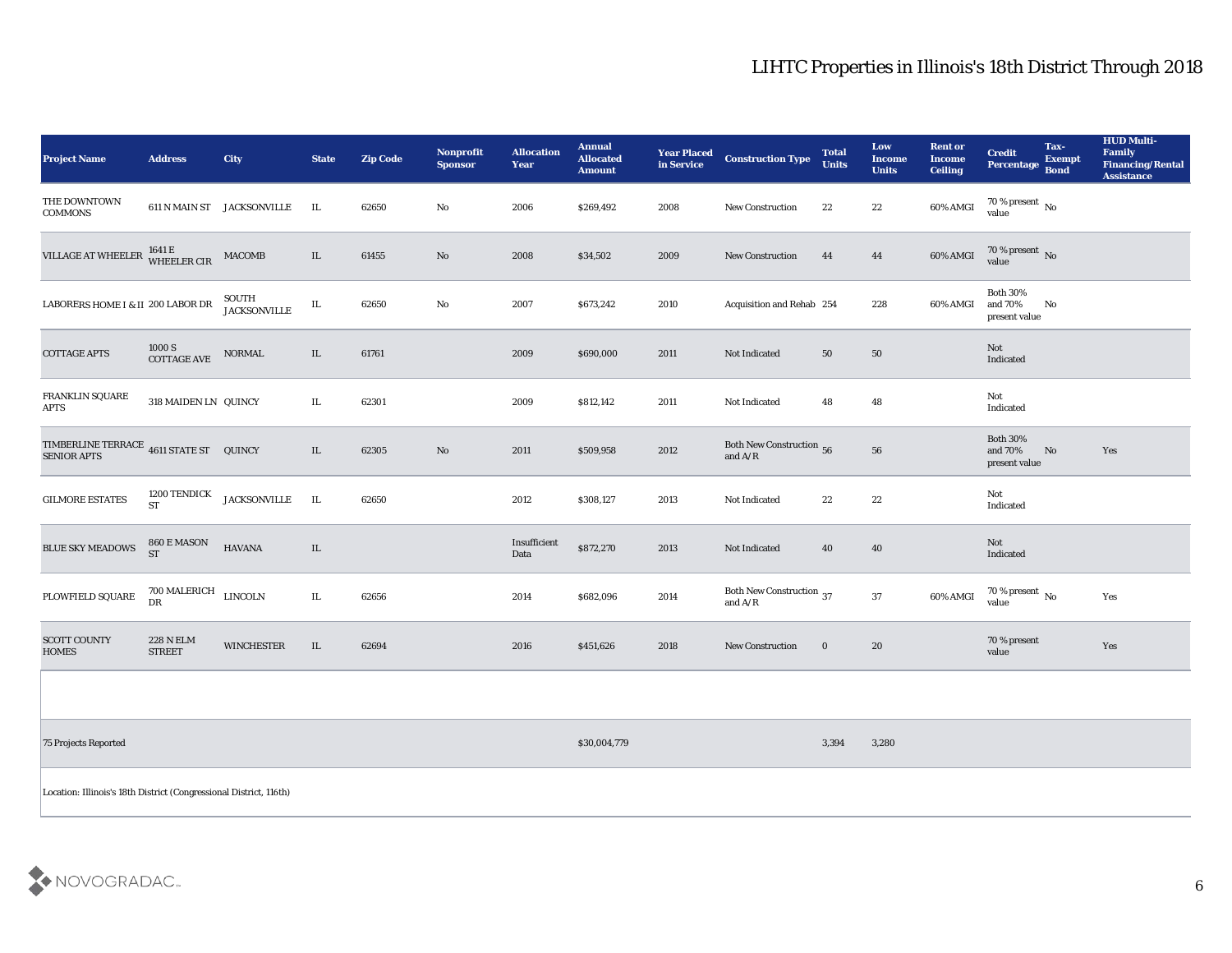# LIHTC Properties in Illinois's 18th District Through 2018

| Project Name | Address | City | State | Zip Code | Nonprofit Sponsor | Allocation Year | Annual Allocated Amount | Year Placed in Service | Construction Type | Total Units | Low Income Units | Rent or Income Ceiling | Credit Percentage | Tax-Exempt Bond | HUD Multi-Family Financing/Rental Assistance |
|---|---|---|---|---|---|---|---|---|---|---|---|---|---|---|---|
| THE DOWNTOWN COMMONS | 611 N MAIN ST | JACKSONVILLE | IL | 62650 | No | 2006 | $269,492 | 2008 | New Construction | 22 | 22 | 60% AMGI | 70 % present value | No | |
| VILLAGE AT WHEELER | 1641 E WHEELER CIR | MACOMB | IL | 61455 | No | 2008 | $34,502 | 2009 | New Construction | 44 | 44 | 60% AMGI | 70 % present value | No | |
| LABORERS HOME I & II | 200 LABOR DR | SOUTH JACKSONVILLE | IL | 62650 | No | 2007 | $673,242 | 2010 | Acquisition and Rehab | 254 | 228 | 60% AMGI | Both 30% and 70% present value | No | |
| COTTAGE APTS | 1000 S COTTAGE AVE | NORMAL | IL | 61761 | | 2009 | $690,000 | 2011 | Not Indicated | 50 | 50 | | Not Indicated | | |
| FRANKLIN SQUARE APTS | 318 MAIDEN LN | QUINCY | IL | 62301 | | 2009 | $812,142 | 2011 | Not Indicated | 48 | 48 | | Not Indicated | | |
| TIMBERLINE TERRACE SENIOR APTS | 4611 STATE ST | QUINCY | IL | 62305 | No | 2011 | $509,958 | 2012 | Both New Construction and A/R | 56 | 56 | | Both 30% and 70% present value | No | Yes |
| GILMORE ESTATES | 1200 TENDICK ST | JACKSONVILLE | IL | 62650 | | 2012 | $308,127 | 2013 | Not Indicated | 22 | 22 | | Not Indicated | | |
| BLUE SKY MEADOWS | 860 E MASON ST | HAVANA | IL | | | Insufficient Data | $872,270 | 2013 | Not Indicated | 40 | 40 | | Not Indicated | | |
| PLOWFIELD SQUARE | 700 MALERICH DR | LINCOLN | IL | 62656 | | 2014 | $682,096 | 2014 | Both New Construction and A/R | 37 | 37 | 60% AMGI | 70 % present value | No | Yes |
| SCOTT COUNTY HOMES | 228 N ELM STREET | WINCHESTER | IL | 62694 | | 2016 | $451,626 | 2018 | New Construction | 0 | 20 | | 70 % present value | | Yes |
| | | | | | | | | | | | | | | | |
| 75 Projects Reported | | | | | | | $30,004,779 | | | 3,394 | 3,280 | | | | |

Location: Illinois's 18th District (Congressional District, 116th)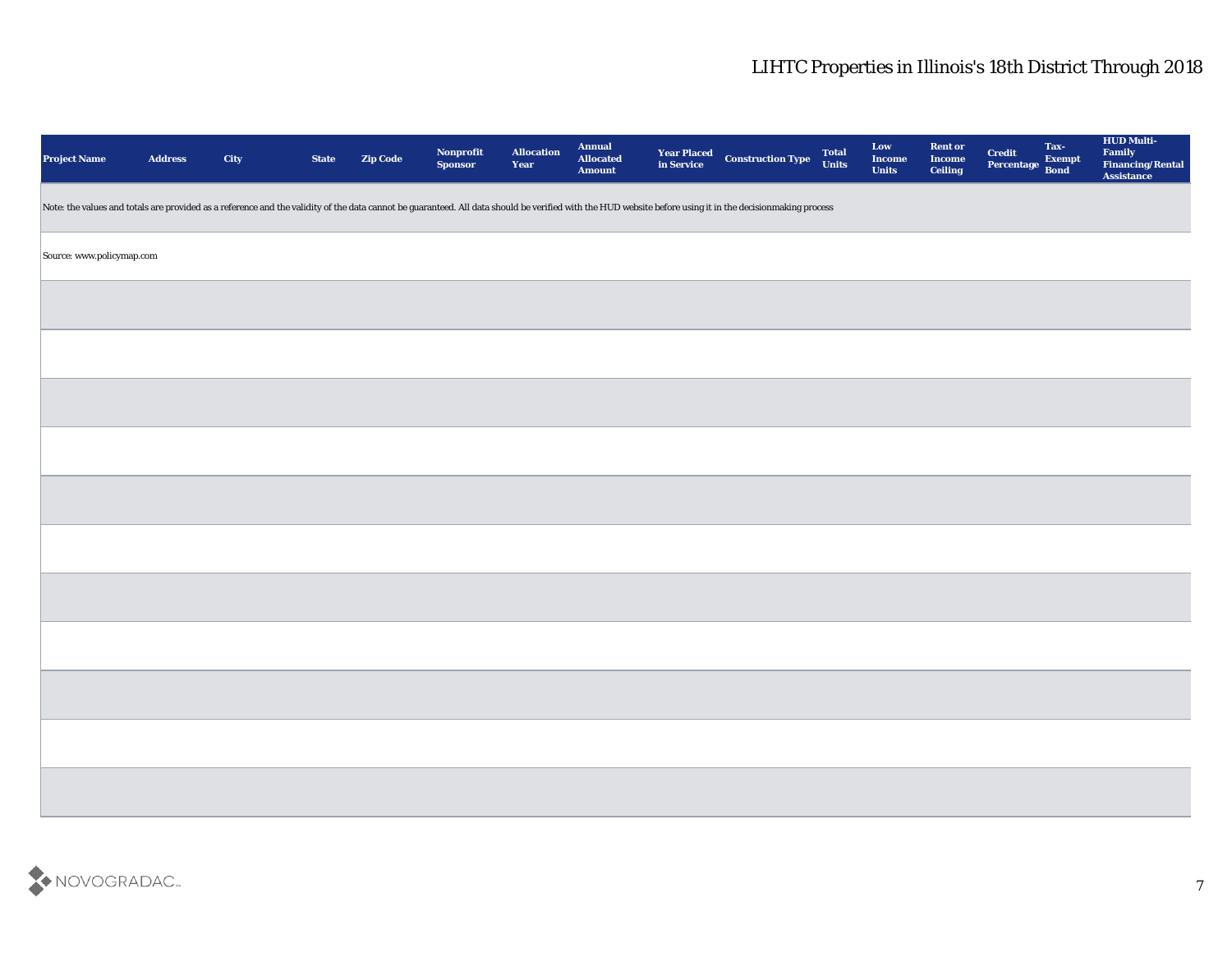# LIHTC Properties in Illinois's 18th District Through 2018

| Project Name | Address | City | State | Zip Code | Nonprofit Sponsor | Allocation Year | Annual Allocated Amount | Year Placed in Service | Construction Type | Total Units | Low Income Units | Rent or Income Ceiling | Credit Percentage | Tax-Exempt Bond | HUD Multi-Family Financing/Rental Assistance |
|---|---|---|---|---|---|---|---|---|---|---|---|---|---|---|---|

Note: the values and totals are provided as a reference and the validity of the data cannot be guaranteed. All data should be verified with the HUD website before using it in the decisionmaking process

Source: www.policymap.com